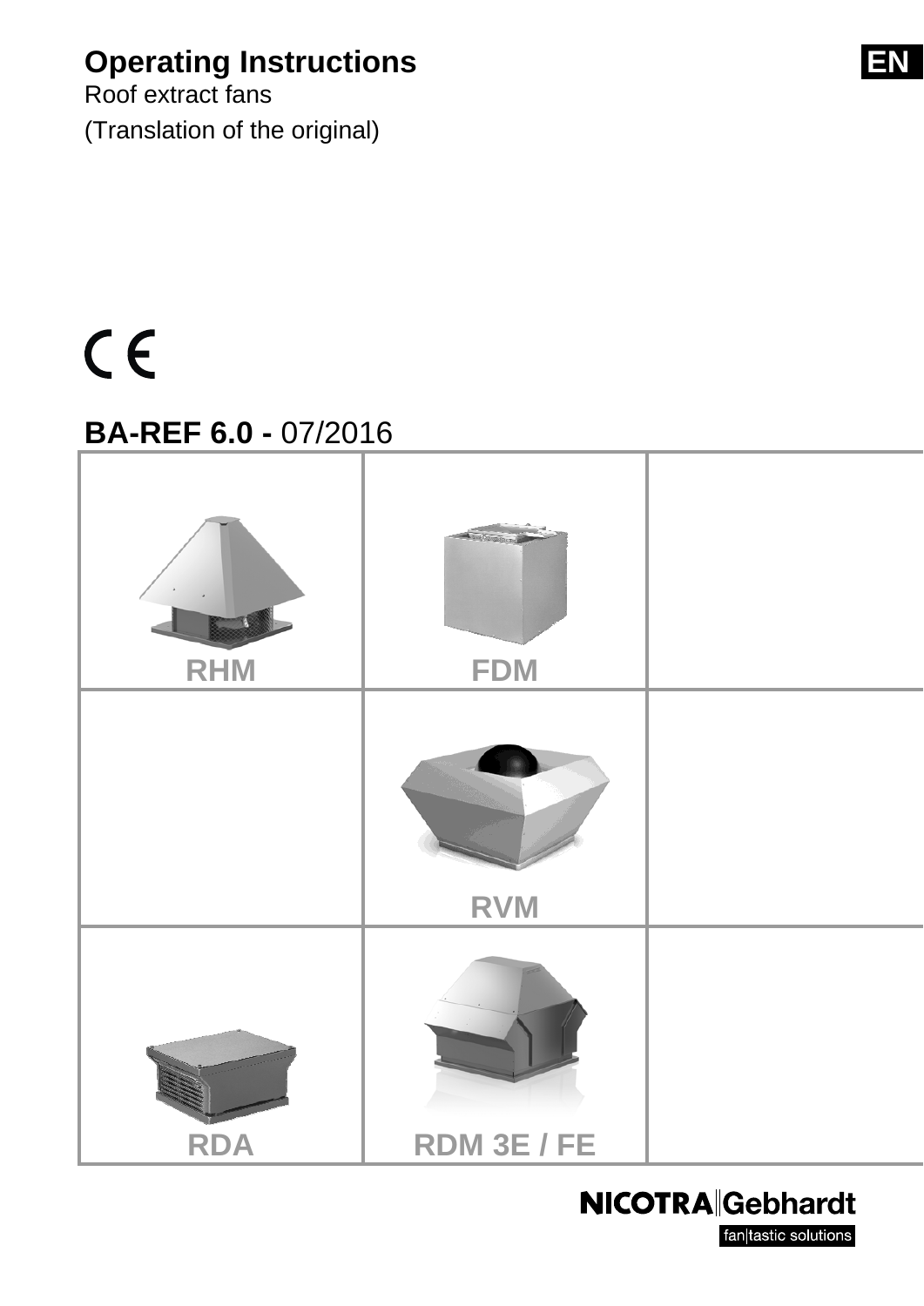# Operating Instructions

EN

Roof extract fans

(Translation of the original)

CE

## BA-REF 6.0 - 07/2016

| RHM | FDM | |
|---|---|---|
| | RVM | |
| RDA | RDM 3E / FE | |

NICOTRA|Gebhardt

fan|tastic solutions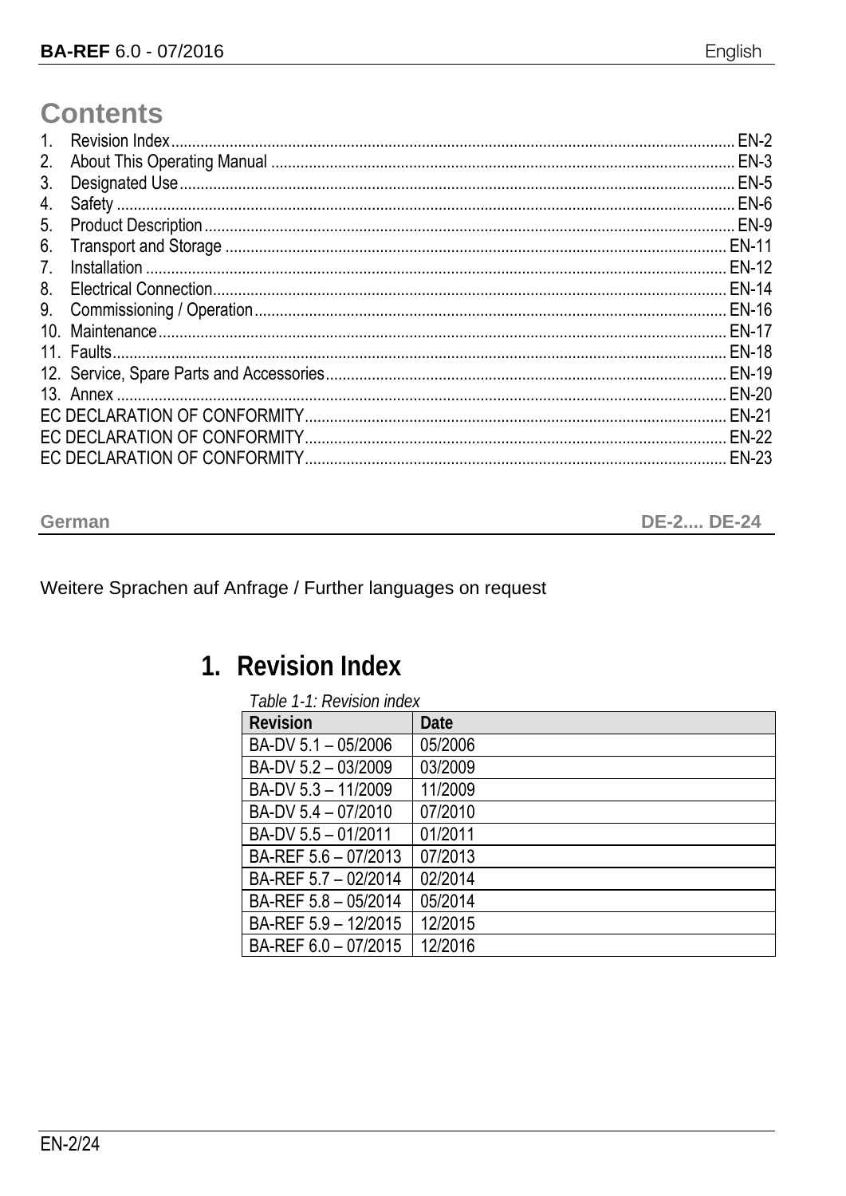# Contents

1. Revision Index ........ EN-2
2. About This Operating Manual ........ EN-3
3. Designated Use ........ EN-5
4. Safety ........ EN-6
5. Product Description ........ EN-9
6. Transport and Storage ........ EN-11
7. Installation ........ EN-12
8. Electrical Connection ........ EN-14
9. Commissioning / Operation ........ EN-16
10. Maintenance ........ EN-17
11. Faults ........ EN-18
12. Service, Spare Parts and Accessories ........ EN-19
13. Annex ........ EN-20

EC DECLARATION OF CONFORMITY ........ EN-21
EC DECLARATION OF CONFORMITY ........ EN-22
EC DECLARATION OF CONFORMITY ........ EN-23

**German** **DE-2.... DE-24**

Weitere Sprachen auf Anfrage / Further languages on request

# 1. Revision Index

*Table 1-1: Revision index*

| Revision | Date |
|---|---|
| BA-DV 5.1 – 05/2006 | 05/2006 |
| BA-DV 5.2 – 03/2009 | 03/2009 |
| BA-DV 5.3 – 11/2009 | 11/2009 |
| BA-DV 5.4 – 07/2010 | 07/2010 |
| BA-DV 5.5 – 01/2011 | 01/2011 |
| BA-REF 5.6 – 07/2013 | 07/2013 |
| BA-REF 5.7 – 02/2014 | 02/2014 |
| BA-REF 5.8 – 05/2014 | 05/2014 |
| BA-REF 5.9 – 12/2015 | 12/2015 |
| BA-REF 6.0 – 07/2015 | 12/2016 |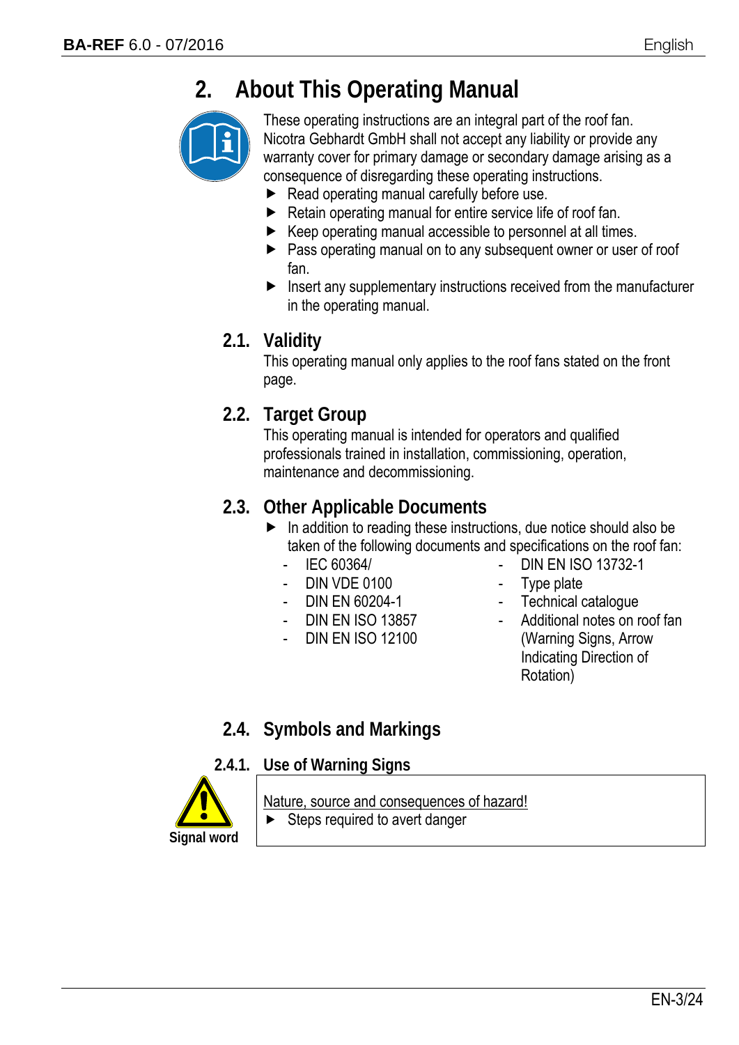# 2. About This Operating Manual

These operating instructions are an integral part of the roof fan. Nicotra Gebhardt GmbH shall not accept any liability or provide any warranty cover for primary damage or secondary damage arising as a consequence of disregarding these operating instructions.

- Read operating manual carefully before use.
- Retain operating manual for entire service life of roof fan.
- Keep operating manual accessible to personnel at all times.
- Pass operating manual on to any subsequent owner or user of roof fan.
- Insert any supplementary instructions received from the manufacturer in the operating manual.

## 2.1. Validity

This operating manual only applies to the roof fans stated on the front page.

## 2.2. Target Group

This operating manual is intended for operators and qualified professionals trained in installation, commissioning, operation, maintenance and decommissioning.

## 2.3. Other Applicable Documents

- In addition to reading these instructions, due notice should also be taken of the following documents and specifications on the roof fan:
  - IEC 60364/
  - DIN VDE 0100
  - DIN EN 60204-1
  - DIN EN ISO 13857
  - DIN EN ISO 12100
  - DIN EN ISO 13732-1
  - Type plate
  - Technical catalogue
  - Additional notes on roof fan (Warning Signs, Arrow Indicating Direction of Rotation)

## 2.4. Symbols and Markings

### 2.4.1. Use of Warning Signs

**Signal word**

Nature, source and consequences of hazard!

- Steps required to avert danger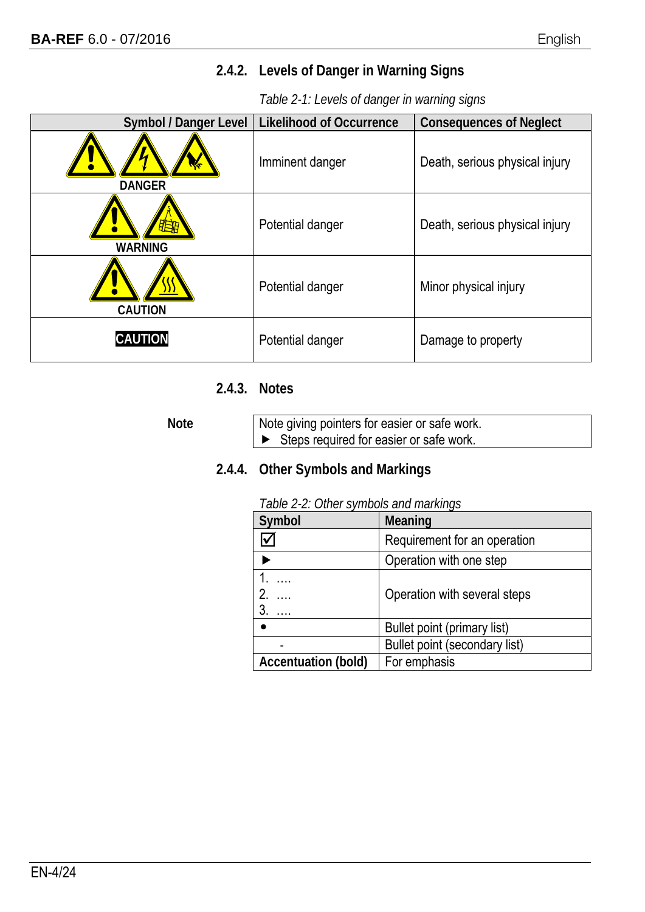### 2.4.2. Levels of Danger in Warning Signs

*Table 2-1: Levels of danger in warning signs*

| Symbol / Danger Level | Likelihood of Occurrence | Consequences of Neglect |
|---|---|---|
| DANGER | Imminent danger | Death, serious physical injury |
| WARNING | Potential danger | Death, serious physical injury |
| CAUTION | Potential danger | Minor physical injury |
| CAUTION | Potential danger | Damage to property |

### 2.4.3. Notes

**Note**

| Note giving pointers for easier or safe work.<br>► Steps required for easier or safe work. |
|---|

### 2.4.4. Other Symbols and Markings

*Table 2-2: Other symbols and markings*

| Symbol | Meaning |
|---|---|
| ☑ | Requirement for an operation |
| ► | Operation with one step |
| 1. ….<br>2. ….<br>3. …. | Operation with several steps |
| • | Bullet point (primary list) |
| - | Bullet point (secondary list) |
| **Accentuation (bold)** | For emphasis |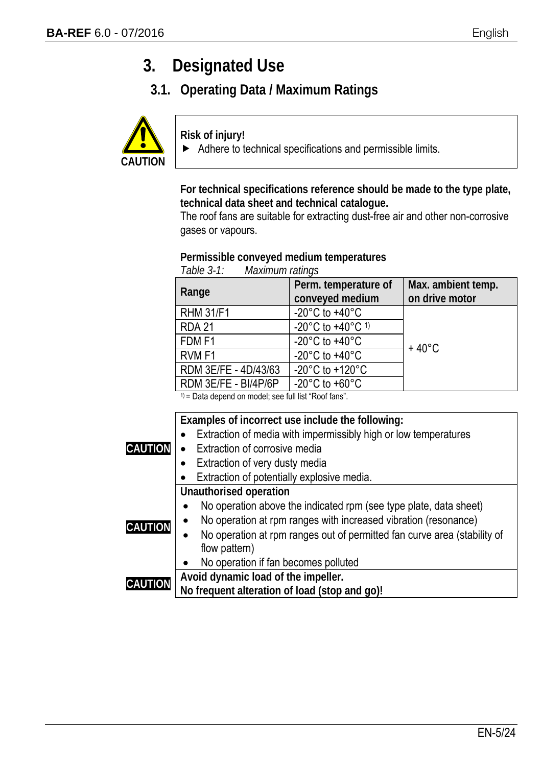# 3. Designated Use

## 3.1. Operating Data / Maximum Ratings

CAUTION

**Risk of injury!**

► Adhere to technical specifications and permissible limits.

**For technical specifications reference should be made to the type plate, technical data sheet and technical catalogue.**

The roof fans are suitable for extracting dust-free air and other non-corrosive gases or vapours.

**Permissible conveyed medium temperatures**

*Table 3-1: Maximum ratings*

| Range | Perm. temperature of conveyed medium | Max. ambient temp. on drive motor |
|---|---|---|
| RHM 31/F1 | -20°C to +40°C | + 40°C |
| RDA 21 | -20°C to +40°C [1)] | |
| FDM F1 | -20°C to +40°C | |
| RVM F1 | -20°C to +40°C | |
| RDM 3E/FE - 4D/43/63 | -20°C to +120°C | |
| RDM 3E/FE - BI/4P/6P | -20°C to +60°C | |

[1)] = Data depend on model; see full list "Roof fans".

CAUTION

**Examples of incorrect use include the following:**

- Extraction of media with impermissibly high or low temperatures
- Extraction of corrosive media
- Extraction of very dusty media
- Extraction of potentially explosive media.

CAUTION

**Unauthorised operation**

- No operation above the indicated rpm (see type plate, data sheet)
- No operation at rpm ranges with increased vibration (resonance)
- No operation at rpm ranges out of permitted fan curve area (stability of flow pattern)
- No operation if fan becomes polluted

CAUTION

**Avoid dynamic load of the impeller.**
**No frequent alteration of load (stop and go)!**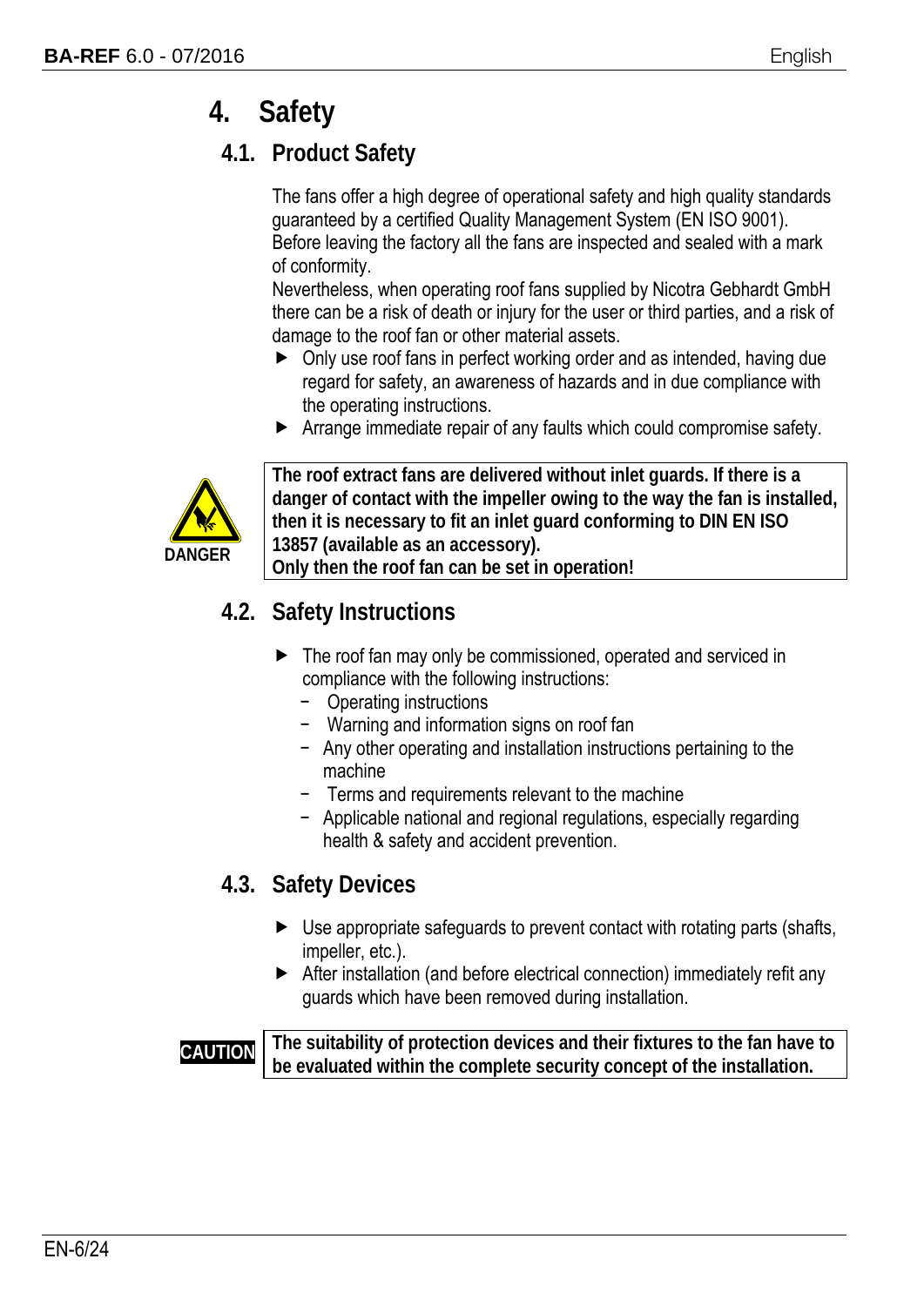# 4. Safety

## 4.1. Product Safety

The fans offer a high degree of operational safety and high quality standards guaranteed by a certified Quality Management System (EN ISO 9001).
Before leaving the factory all the fans are inspected and sealed with a mark of conformity.
Nevertheless, when operating roof fans supplied by Nicotra Gebhardt GmbH there can be a risk of death or injury for the user or third parties, and a risk of damage to the roof fan or other material assets.

- Only use roof fans in perfect working order and as intended, having due regard for safety, an awareness of hazards and in due compliance with the operating instructions.
- Arrange immediate repair of any faults which could compromise safety.

**DANGER**

**The roof extract fans are delivered without inlet guards. If there is a danger of contact with the impeller owing to the way the fan is installed, then it is necessary to fit an inlet guard conforming to DIN EN ISO 13857 (available as an accessory).**
**Only then the roof fan can be set in operation!**

## 4.2. Safety Instructions

- The roof fan may only be commissioned, operated and serviced in compliance with the following instructions:
  - Operating instructions
  - Warning and information signs on roof fan
  - Any other operating and installation instructions pertaining to the machine
  - Terms and requirements relevant to the machine
  - Applicable national and regional regulations, especially regarding health & safety and accident prevention.

## 4.3. Safety Devices

- Use appropriate safeguards to prevent contact with rotating parts (shafts, impeller, etc.).
- After installation (and before electrical connection) immediately refit any guards which have been removed during installation.

**CAUTION**

**The suitability of protection devices and their fixtures to the fan have to be evaluated within the complete security concept of the installation.**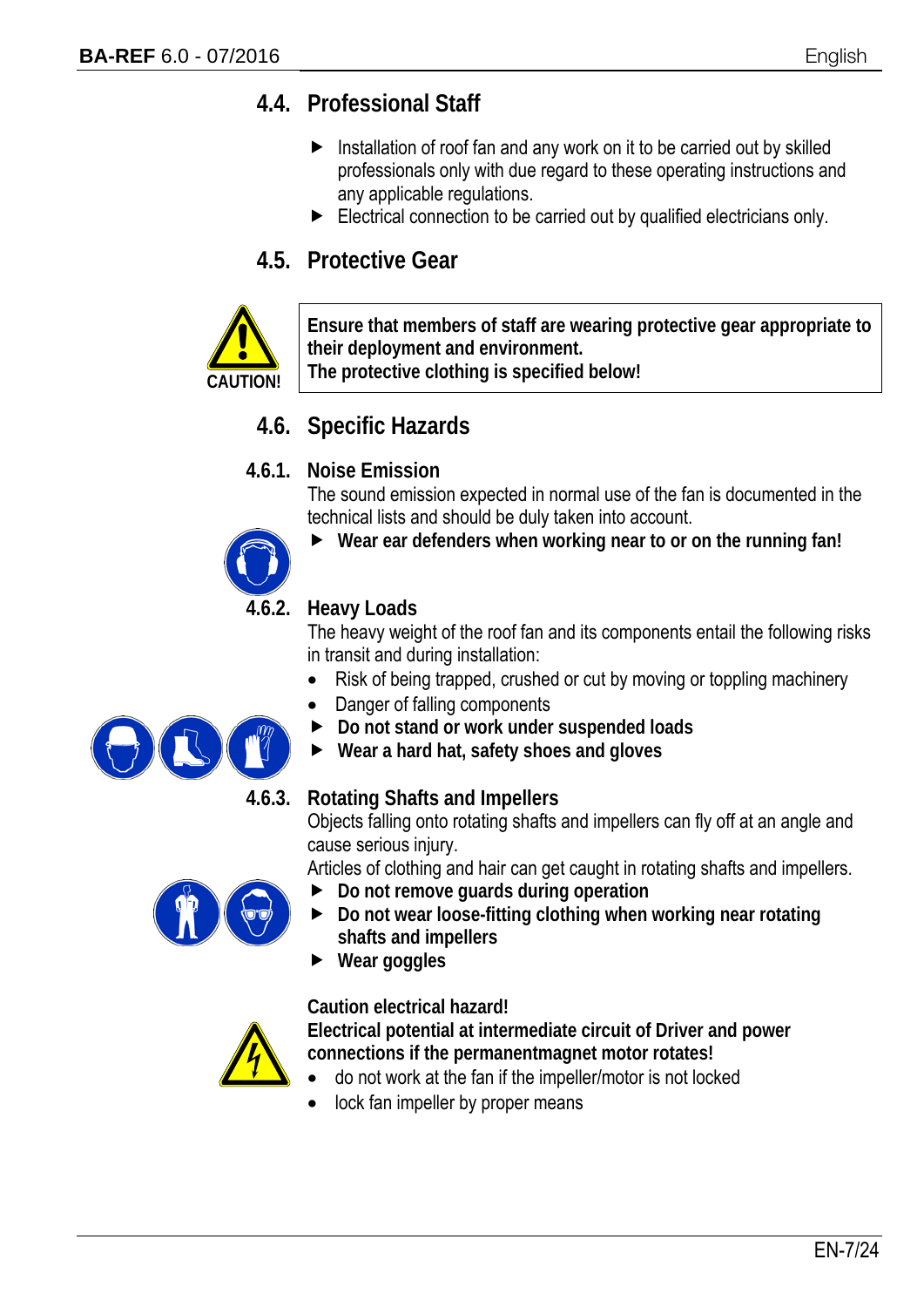## 4.4. Professional Staff

- ▶ Installation of roof fan and any work on it to be carried out by skilled professionals only with due regard to these operating instructions and any applicable regulations.
- ▶ Electrical connection to be carried out by qualified electricians only.

## 4.5. Protective Gear

CAUTION!

**Ensure that members of staff are wearing protective gear appropriate to their deployment and environment.**
**The protective clothing is specified below!**

## 4.6. Specific Hazards

### 4.6.1. Noise Emission

The sound emission expected in normal use of the fan is documented in the technical lists and should be duly taken into account.

- ▶ **Wear ear defenders when working near to or on the running fan!**

### 4.6.2. Heavy Loads

The heavy weight of the roof fan and its components entail the following risks in transit and during installation:

- Risk of being trapped, crushed or cut by moving or toppling machinery
- Danger of falling components
- ▶ **Do not stand or work under suspended loads**
- ▶ **Wear a hard hat, safety shoes and gloves**

### 4.6.3. Rotating Shafts and Impellers

Objects falling onto rotating shafts and impellers can fly off at an angle and cause serious injury.

Articles of clothing and hair can get caught in rotating shafts and impellers.

- ▶ **Do not remove guards during operation**
- ▶ **Do not wear loose-fitting clothing when working near rotating shafts and impellers**
- ▶ **Wear goggles**

**Caution electrical hazard!**
**Electrical potential at intermediate circuit of Driver and power connections if the permanentmagnet motor rotates!**

- do not work at the fan if the impeller/motor is not locked
- lock fan impeller by proper means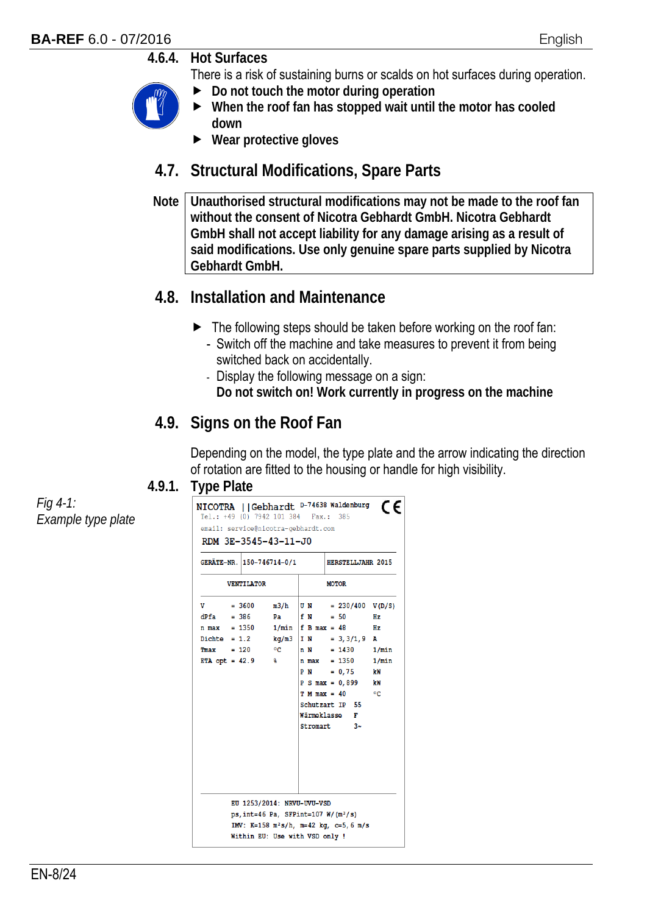### 4.6.4. Hot Surfaces

There is a risk of sustaining burns or scalds on hot surfaces during operation.

- **Do not touch the motor during operation**
- **When the roof fan has stopped wait until the motor has cooled down**
- **Wear protective gloves**

## 4.7. Structural Modifications, Spare Parts

| Note | **Unauthorised structural modifications may not be made to the roof fan without the consent of Nicotra Gebhardt GmbH. Nicotra Gebhardt GmbH shall not accept liability for any damage arising as a result of said modifications. Use only genuine spare parts supplied by Nicotra Gebhardt GmbH.** |
|---|---|

## 4.8. Installation and Maintenance

- The following steps should be taken before working on the roof fan:
  - Switch off the machine and take measures to prevent it from being switched back on accidentally.
  - Display the following message on a sign:
    **Do not switch on! Work currently in progress on the machine**

## 4.9. Signs on the Roof Fan

Depending on the model, the type plate and the arrow indicating the direction of rotation are fitted to the housing or handle for high visibility.

### 4.9.1. Type Plate

*Fig 4-1: Example type plate*

NICOTRA ||Gebhardt D-74638 Waldenburg CE
Tel.: +49 (0) 7942 101 384 Fax.: 385
email: service@nicotra-gebhardt.com
RDM 3E-3545-43-11-J0

| GERÄTE-NR. 150-746714-0/1 | HERSTELLJAHR 2015 |
|---|---|

| VENTILATOR | | | MOTOR | | |
|---|---|---|---|---|---|
| V | = 3600 | m3/h | U N | = 230/400 | V(D/S) |
| dPfa | = 386 | Pa | f N | = 50 | Hz |
| n max | = 1350 | 1/min | f B max | = 48 | Hz |
| Dichte | = 1.2 | kg/m3 | I N | = 3,3/1,9 | A |
| Tmax | = 120 | °C | n N | = 1430 | 1/min |
| ETA opt | = 42.9 | % | n max | = 1350 | 1/min |
| | | | P N | = 0,75 | kW |
| | | | P S max | = 0,899 | kW |
| | | | T M max | = 40 | °C |
| | | | Schutzart IP | 55 | |
| | | | Wärmeklasse | F | |
| | | | Stromart | 3~ | |

EU 1253/2014: NRVU-UVU-VSD
ps,int=46 Pa, SFPint=107 W/(m³/s)
IMV: K=158 m²s/h, m=42 kg, c=5,6 m/s
Within EU: Use with VSD only !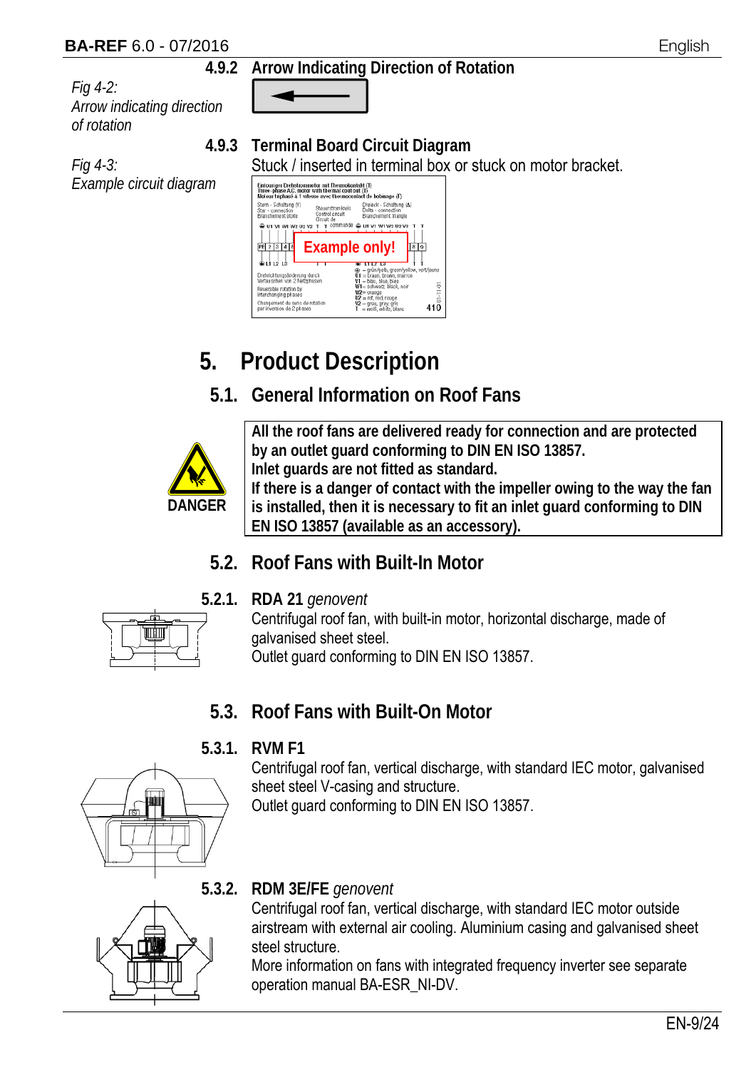### 4.9.2 Arrow Indicating Direction of Rotation

*Fig 4-2: Arrow indicating direction of rotation*

### 4.9.3 Terminal Board Circuit Diagram

*Fig 4-3: Example circuit diagram*

Stuck / inserted in terminal box or stuck on motor bracket.

# 5. Product Description

## 5.1. General Information on Roof Fans

DANGER

**All the roof fans are delivered ready for connection and are protected by an outlet guard conforming to DIN EN ISO 13857.**
**Inlet guards are not fitted as standard.**
**If there is a danger of contact with the impeller owing to the way the fan is installed, then it is necessary to fit an inlet guard conforming to DIN EN ISO 13857 (available as an accessory).**

## 5.2. Roof Fans with Built-In Motor

### 5.2.1. RDA 21 *genovent*

Centrifugal roof fan, with built-in motor, horizontal discharge, made of galvanised sheet steel.
Outlet guard conforming to DIN EN ISO 13857.

## 5.3. Roof Fans with Built-On Motor

### 5.3.1. RVM F1

Centrifugal roof fan, vertical discharge, with standard IEC motor, galvanised sheet steel V-casing and structure.
Outlet guard conforming to DIN EN ISO 13857.

### 5.3.2. RDM 3E/FE *genovent*

Centrifugal roof fan, vertical discharge, with standard IEC motor outside airstream with external air cooling. Aluminium casing and galvanised sheet steel structure.
More information on fans with integrated frequency inverter see separate operation manual BA-ESR_NI-DV.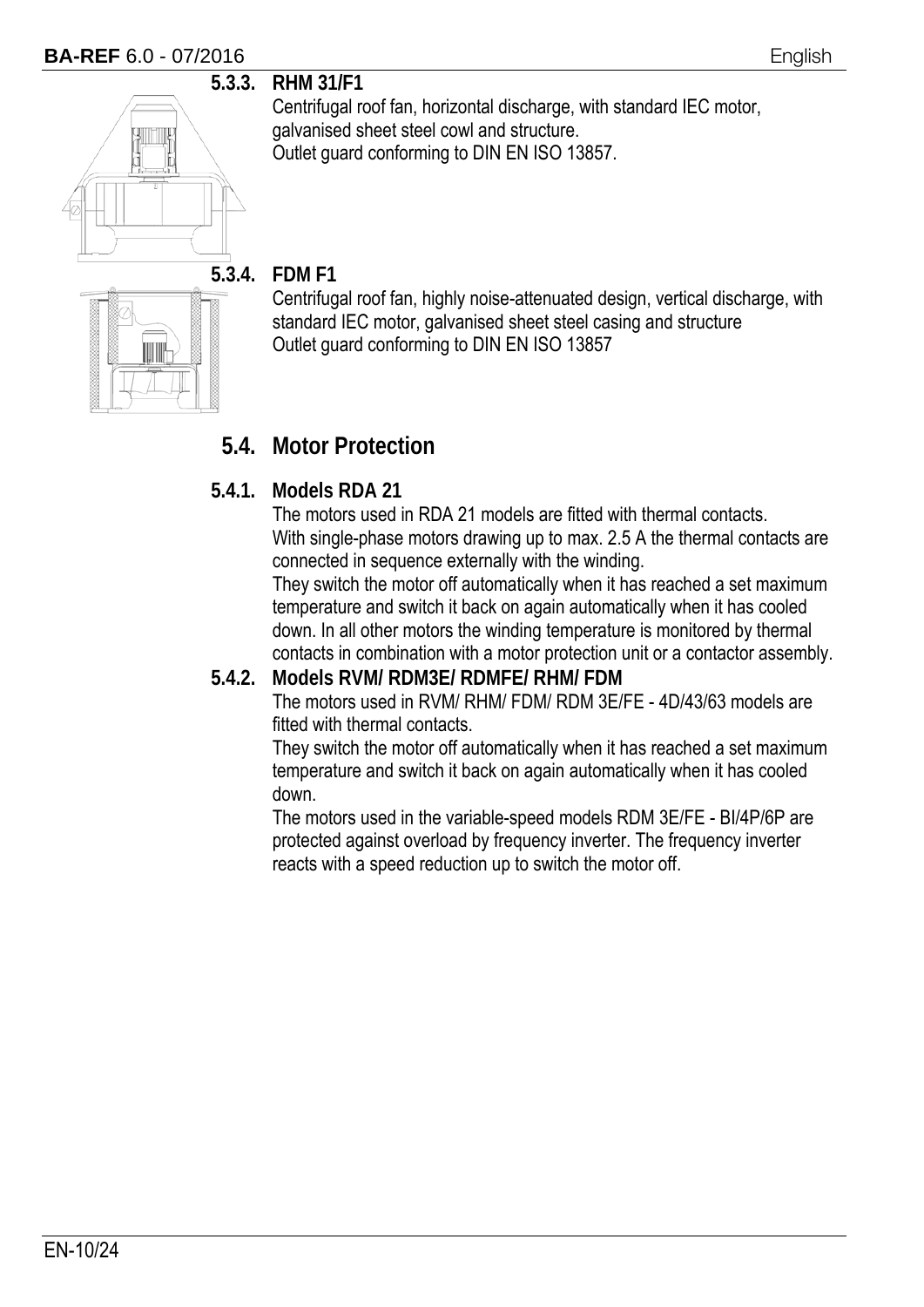#### 5.3.3. RHM 31/F1

Centrifugal roof fan, horizontal discharge, with standard IEC motor, galvanised sheet steel cowl and structure.
Outlet guard conforming to DIN EN ISO 13857.

#### 5.3.4. FDM F1

Centrifugal roof fan, highly noise-attenuated design, vertical discharge, with standard IEC motor, galvanised sheet steel casing and structure
Outlet guard conforming to DIN EN ISO 13857

## 5.4. Motor Protection

#### 5.4.1. Models RDA 21

The motors used in RDA 21 models are fitted with thermal contacts.
With single-phase motors drawing up to max. 2.5 A the thermal contacts are connected in sequence externally with the winding.
They switch the motor off automatically when it has reached a set maximum temperature and switch it back on again automatically when it has cooled down. In all other motors the winding temperature is monitored by thermal contacts in combination with a motor protection unit or a contactor assembly.

#### 5.4.2. Models RVM/ RDM3E/ RDMFE/ RHM/ FDM

The motors used in RVM/ RHM/ FDM/ RDM 3E/FE - 4D/43/63 models are fitted with thermal contacts.
They switch the motor off automatically when it has reached a set maximum temperature and switch it back on again automatically when it has cooled down.
The motors used in the variable-speed models RDM 3E/FE - BI/4P/6P are protected against overload by frequency inverter. The frequency inverter reacts with a speed reduction up to switch the motor off.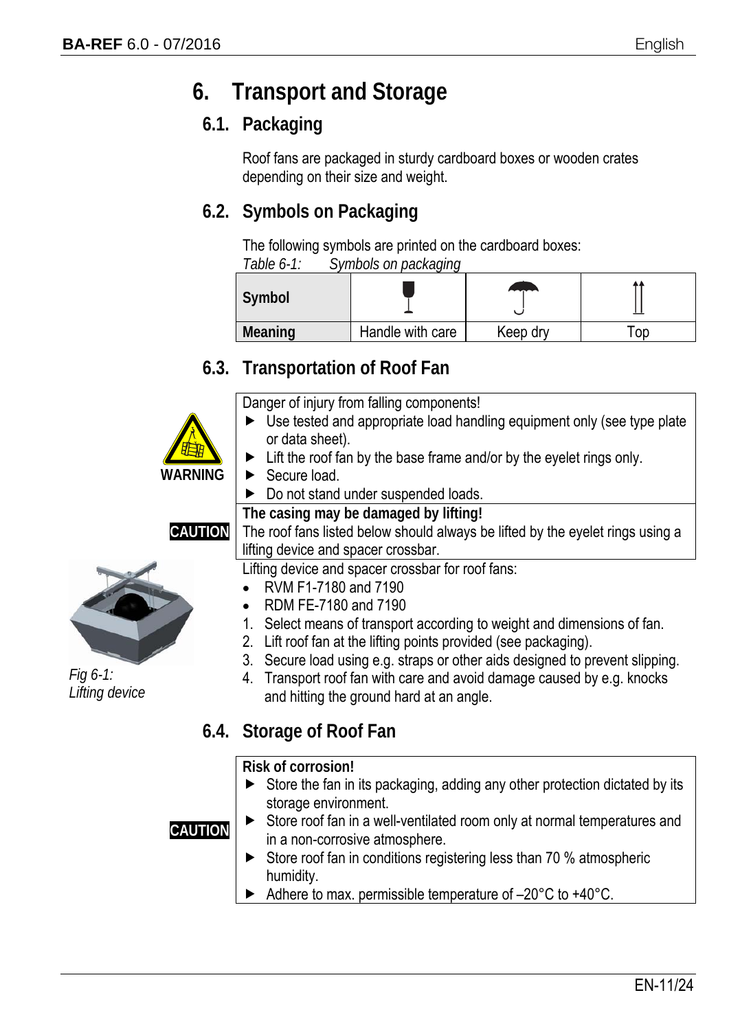# 6. Transport and Storage

## 6.1. Packaging

Roof fans are packaged in sturdy cardboard boxes or wooden crates depending on their size and weight.

## 6.2. Symbols on Packaging

The following symbols are printed on the cardboard boxes:

*Table 6-1: Symbols on packaging*

| Symbol | | | |
|---|---|---|---|
| **Meaning** | Handle with care | Keep dry | Top |

## 6.3. Transportation of Roof Fan

**WARNING**

Danger of injury from falling components!

- ▶ Use tested and appropriate load handling equipment only (see type plate or data sheet).
- ▶ Lift the roof fan by the base frame and/or by the eyelet rings only.
- ▶ Secure load.
- ▶ Do not stand under suspended loads.

**CAUTION**

**The casing may be damaged by lifting!**

The roof fans listed below should always be lifted by the eyelet rings using a lifting device and spacer crossbar.

Lifting device and spacer crossbar for roof fans:

- RVM F1-7180 and 7190
- RDM FE-7180 and 7190

1. Select means of transport according to weight and dimensions of fan.
2. Lift roof fan at the lifting points provided (see packaging).
3. Secure load using e.g. straps or other aids designed to prevent slipping.
4. Transport roof fan with care and avoid damage caused by e.g. knocks and hitting the ground hard at an angle.

*Fig 6-1: Lifting device*

## 6.4. Storage of Roof Fan

**CAUTION**

**Risk of corrosion!**

- ▶ Store the fan in its packaging, adding any other protection dictated by its storage environment.
- ▶ Store roof fan in a well-ventilated room only at normal temperatures and in a non-corrosive atmosphere.
- ▶ Store roof fan in conditions registering less than 70 % atmospheric humidity.
- ▶ Adhere to max. permissible temperature of –20°C to +40°C.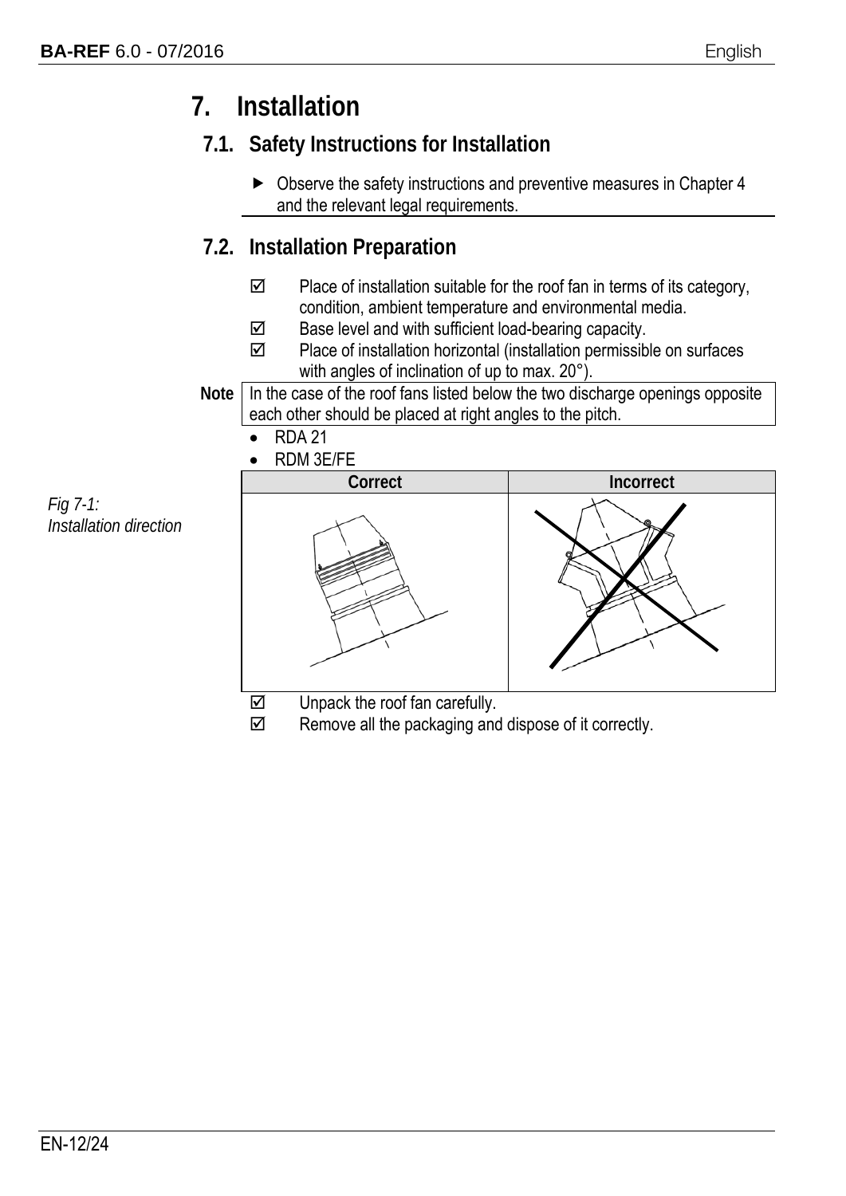# 7. Installation

## 7.1. Safety Instructions for Installation

- ▶ Observe the safety instructions and preventive measures in Chapter 4 and the relevant legal requirements.

## 7.2. Installation Preparation

- ☑ Place of installation suitable for the roof fan in terms of its category, condition, ambient temperature and environmental media.
- ☑ Base level and with sufficient load-bearing capacity.
- ☑ Place of installation horizontal (installation permissible on surfaces with angles of inclination of up to max. 20°).

**Note** In the case of the roof fans listed below the two discharge openings opposite each other should be placed at right angles to the pitch.

- RDA 21
- RDM 3E/FE

*Fig 7-1: Installation direction*

| Correct | Incorrect |
|---|---|
| | |

- ☑ Unpack the roof fan carefully.
- ☑ Remove all the packaging and dispose of it correctly.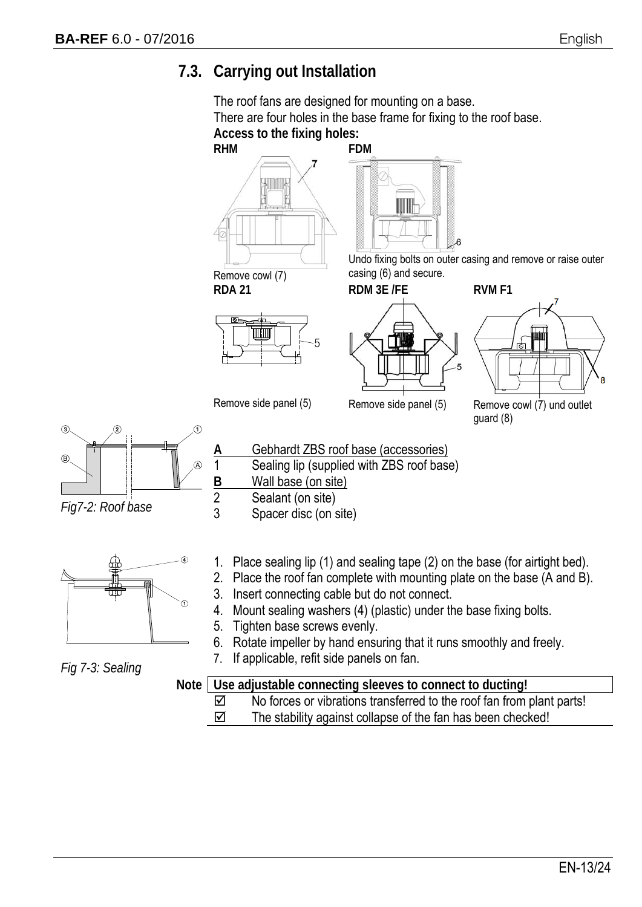## 7.3. Carrying out Installation

The roof fans are designed for mounting on a base.
There are four holes in the base frame for fixing to the roof base.

**Access to the fixing holes:**

**RHM**

Remove cowl (7)

**FDM**

Undo fixing bolts on outer casing and remove or raise outer casing (6) and secure.

**RDA 21**

Remove side panel (5)

**RDM 3E /FE**

Remove side panel (5)

**RVM F1**

Remove cowl (7) und outlet guard (8)

*Fig7-2: Roof base*

| | |
|---|---|
| A | Gebhardt ZBS roof base (accessories) |
| 1 | Sealing lip (supplied with ZBS roof base) |
| B | Wall base (on site) |
| 2 | Sealant (on site) |
| 3 | Spacer disc (on site) |

*Fig 7-3: Sealing*

1. Place sealing lip (1) and sealing tape (2) on the base (for airtight bed).
2. Place the roof fan complete with mounting plate on the base (A and B).
3. Insert connecting cable but do not connect.
4. Mount sealing washers (4) (plastic) under the base fixing bolts.
5. Tighten base screws evenly.
6. Rotate impeller by hand ensuring that it runs smoothly and freely.
7. If applicable, refit side panels on fan.

**Note** | **Use adjustable connecting sleeves to connect to ducting!**

☑ No forces or vibrations transferred to the roof fan from plant parts!

☑ The stability against collapse of the fan has been checked!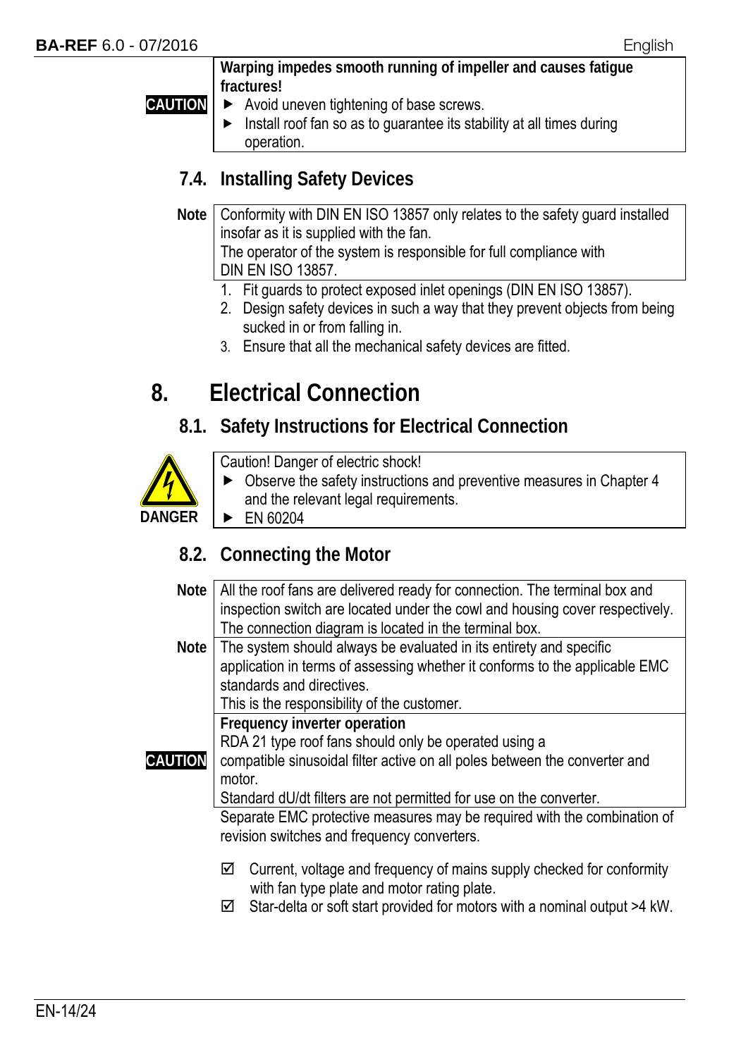**CAUTION**

**Warping impedes smooth running of impeller and causes fatigue fractures!**

- Avoid uneven tightening of base screws.
- Install roof fan so as to guarantee its stability at all times during operation.

## 7.4. Installing Safety Devices

**Note** Conformity with DIN EN ISO 13857 only relates to the safety guard installed insofar as it is supplied with the fan.
The operator of the system is responsible for full compliance with DIN EN ISO 13857.

1. Fit guards to protect exposed inlet openings (DIN EN ISO 13857).
2. Design safety devices in such a way that they prevent objects from being sucked in or from falling in.
3. Ensure that all the mechanical safety devices are fitted.

# 8. Electrical Connection

## 8.1. Safety Instructions for Electrical Connection

**DANGER**

Caution! Danger of electric shock!

- Observe the safety instructions and preventive measures in Chapter 4 and the relevant legal requirements.
- EN 60204

## 8.2. Connecting the Motor

**Note** All the roof fans are delivered ready for connection. The terminal box and inspection switch are located under the cowl and housing cover respectively.
The connection diagram is located in the terminal box.

**Note** The system should always be evaluated in its entirety and specific application in terms of assessing whether it conforms to the applicable EMC standards and directives.
This is the responsibility of the customer.

**CAUTION**

**Frequency inverter operation**
RDA 21 type roof fans should only be operated using a compatible sinusoidal filter active on all poles between the converter and motor.
Standard dU/dt filters are not permitted for use on the converter.

Separate EMC protective measures may be required with the combination of revision switches and frequency converters.

- ☑ Current, voltage and frequency of mains supply checked for conformity with fan type plate and motor rating plate.
- ☑ Star-delta or soft start provided for motors with a nominal output >4 kW.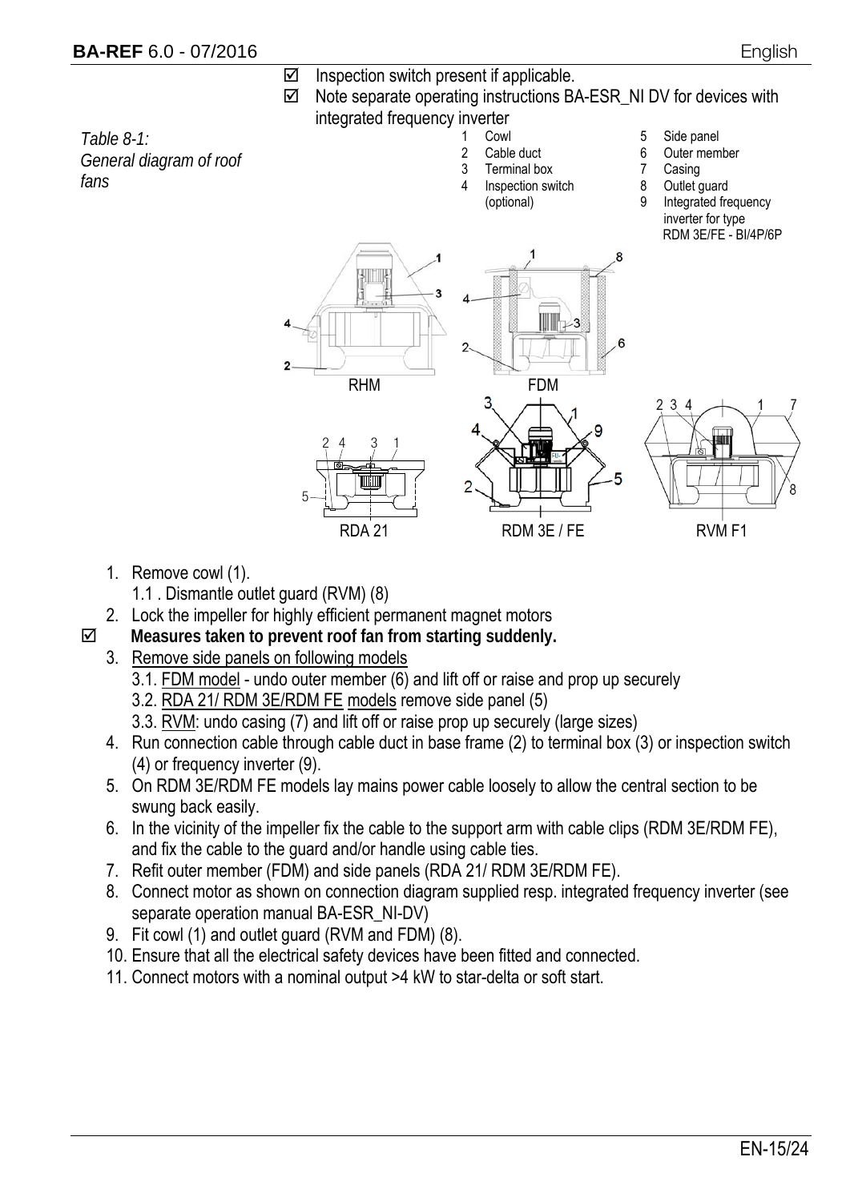☑ Inspection switch present if applicable.

☑ Note separate operating instructions BA-ESR_NI DV for devices with integrated frequency inverter

*Table 8-1: General diagram of roof fans*

1 Cowl
2 Cable duct
3 Terminal box
4 Inspection switch (optional)
5 Side panel
6 Outer member
7 Casing
8 Outlet guard
9 Integrated frequency inverter for type RDM 3E/FE - BI/4P/6P

RHM | FDM | RDA 21 | RDM 3E / FE | RVM F1

1. Remove cowl (1).
   1.1 . Dismantle outlet guard (RVM) (8)
2. Lock the impeller for highly efficient permanent magnet motors

☑ **Measures taken to prevent roof fan from starting suddenly.**

3. Remove side panels on following models
   3.1. FDM model - undo outer member (6) and lift off or raise and prop up securely
   3.2. RDA 21/ RDM 3E/RDM FE models remove side panel (5)
   3.3. RVM: undo casing (7) and lift off or raise prop up securely (large sizes)
4. Run connection cable through cable duct in base frame (2) to terminal box (3) or inspection switch (4) or frequency inverter (9).
5. On RDM 3E/RDM FE models lay mains power cable loosely to allow the central section to be swung back easily.
6. In the vicinity of the impeller fix the cable to the support arm with cable clips (RDM 3E/RDM FE), and fix the cable to the guard and/or handle using cable ties.
7. Refit outer member (FDM) and side panels (RDA 21/ RDM 3E/RDM FE).
8. Connect motor as shown on connection diagram supplied resp. integrated frequency inverter (see separate operation manual BA-ESR_NI-DV)
9. Fit cowl (1) and outlet guard (RVM and FDM) (8).
10. Ensure that all the electrical safety devices have been fitted and connected.
11. Connect motors with a nominal output >4 kW to star-delta or soft start.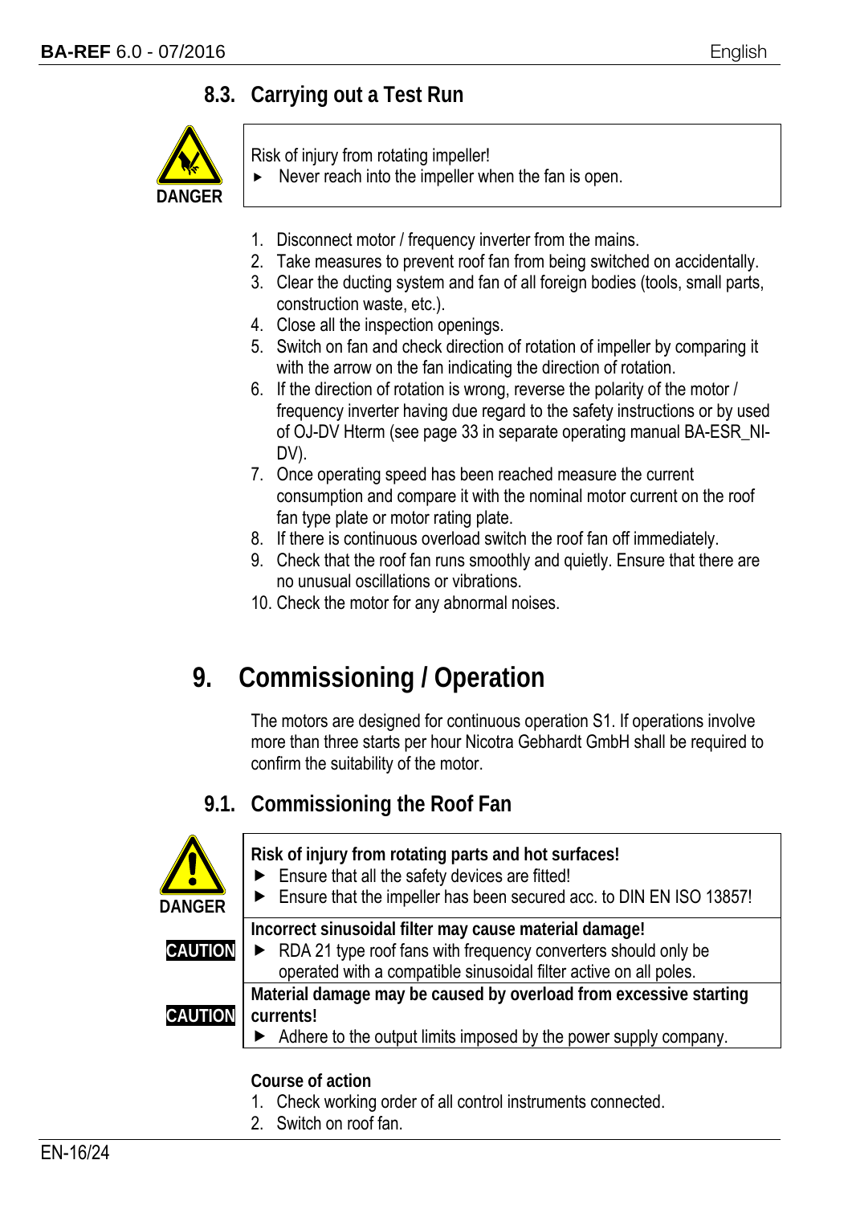## 8.3. Carrying out a Test Run

**DANGER**

Risk of injury from rotating impeller!

- Never reach into the impeller when the fan is open.

1. Disconnect motor / frequency inverter from the mains.
2. Take measures to prevent roof fan from being switched on accidentally.
3. Clear the ducting system and fan of all foreign bodies (tools, small parts, construction waste, etc.).
4. Close all the inspection openings.
5. Switch on fan and check direction of rotation of impeller by comparing it with the arrow on the fan indicating the direction of rotation.
6. If the direction of rotation is wrong, reverse the polarity of the motor / frequency inverter having due regard to the safety instructions or by used of OJ-DV Hterm (see page 33 in separate operating manual BA-ESR_NI-DV).
7. Once operating speed has been reached measure the current consumption and compare it with the nominal motor current on the roof fan type plate or motor rating plate.
8. If there is continuous overload switch the roof fan off immediately.
9. Check that the roof fan runs smoothly and quietly. Ensure that there are no unusual oscillations or vibrations.
10. Check the motor for any abnormal noises.

# 9. Commissioning / Operation

The motors are designed for continuous operation S1. If operations involve more than three starts per hour Nicotra Gebhardt GmbH shall be required to confirm the suitability of the motor.

## 9.1. Commissioning the Roof Fan

**DANGER**

**Risk of injury from rotating parts and hot surfaces!**

- Ensure that all the safety devices are fitted!
- Ensure that the impeller has been secured acc. to DIN EN ISO 13857!

**CAUTION**

**Incorrect sinusoidal filter may cause material damage!**

- RDA 21 type roof fans with frequency converters should only be operated with a compatible sinusoidal filter active on all poles.

**CAUTION**

**Material damage may be caused by overload from excessive starting currents!**

- Adhere to the output limits imposed by the power supply company.

**Course of action**

1. Check working order of all control instruments connected.
2. Switch on roof fan.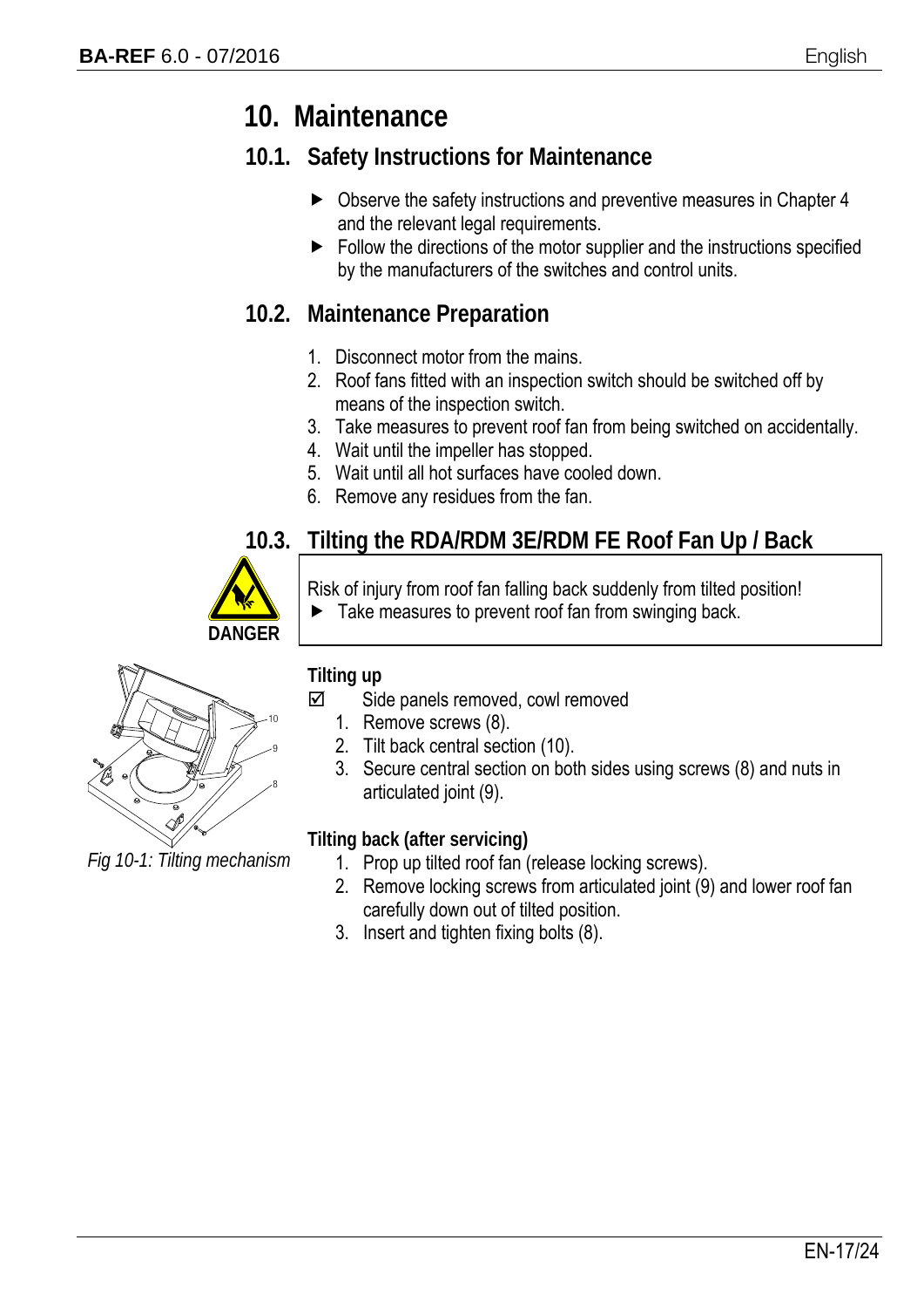# 10. Maintenance

## 10.1. Safety Instructions for Maintenance

- ▶ Observe the safety instructions and preventive measures in Chapter 4 and the relevant legal requirements.
- ▶ Follow the directions of the motor supplier and the instructions specified by the manufacturers of the switches and control units.

## 10.2. Maintenance Preparation

1. Disconnect motor from the mains.
2. Roof fans fitted with an inspection switch should be switched off by means of the inspection switch.
3. Take measures to prevent roof fan from being switched on accidentally.
4. Wait until the impeller has stopped.
5. Wait until all hot surfaces have cooled down.
6. Remove any residues from the fan.

## 10.3. Tilting the RDA/RDM 3E/RDM FE Roof Fan Up / Back

**DANGER**

Risk of injury from roof fan falling back suddenly from tilted position!

- ▶ Take measures to prevent roof fan from swinging back.

*Fig 10-1: Tilting mechanism*

**Tilting up**

☑ Side panels removed, cowl removed

1. Remove screws (8).
2. Tilt back central section (10).
3. Secure central section on both sides using screws (8) and nuts in articulated joint (9).

**Tilting back (after servicing)**

1. Prop up tilted roof fan (release locking screws).
2. Remove locking screws from articulated joint (9) and lower roof fan carefully down out of tilted position.
3. Insert and tighten fixing bolts (8).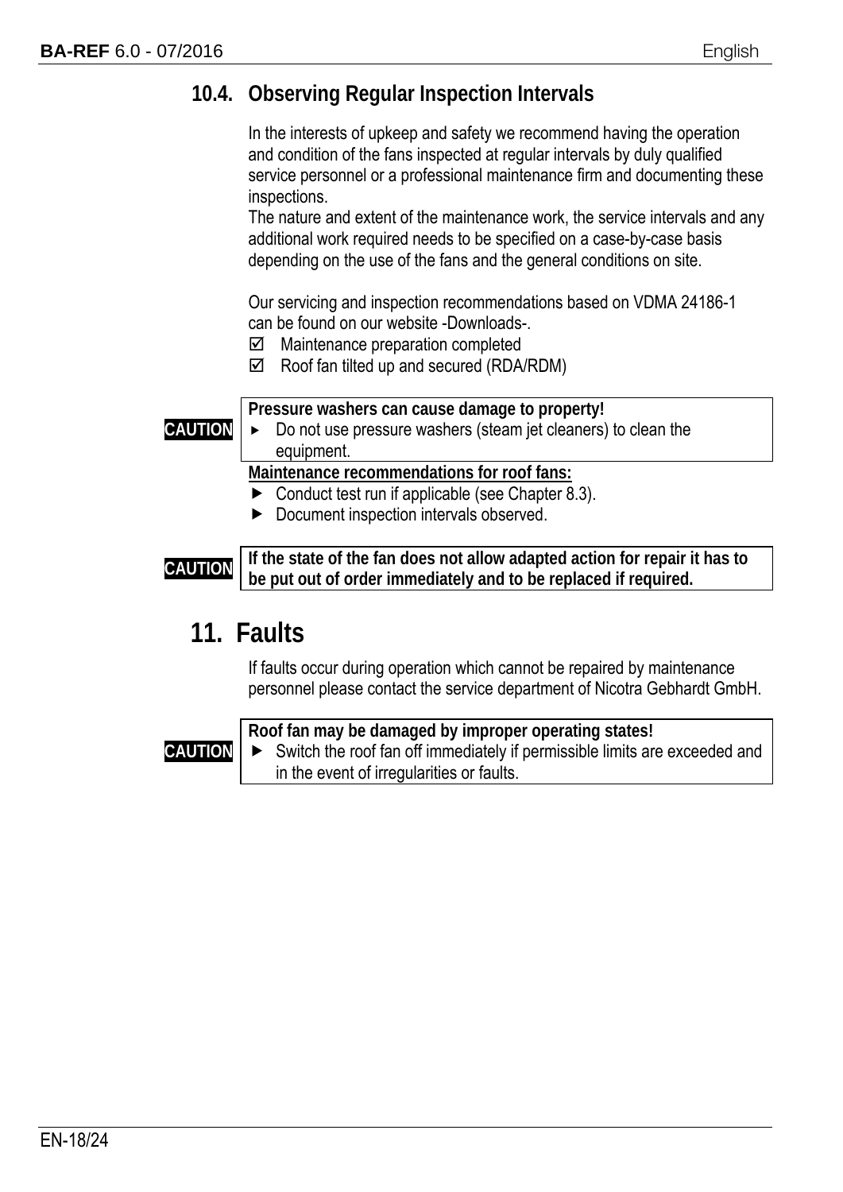## 10.4. Observing Regular Inspection Intervals

In the interests of upkeep and safety we recommend having the operation and condition of the fans inspected at regular intervals by duly qualified service personnel or a professional maintenance firm and documenting these inspections.
The nature and extent of the maintenance work, the service intervals and any additional work required needs to be specified on a case-by-case basis depending on the use of the fans and the general conditions on site.

Our servicing and inspection recommendations based on VDMA 24186-1 can be found on our website -Downloads-.

- ☑ Maintenance preparation completed
- ☑ Roof fan tilted up and secured (RDA/RDM)

**CAUTION**

**Pressure washers can cause damage to property!**

- Do not use pressure washers (steam jet cleaners) to clean the equipment.

**Maintenance recommendations for roof fans:**

- Conduct test run if applicable (see Chapter 8.3).
- Document inspection intervals observed.

**CAUTION**

**If the state of the fan does not allow adapted action for repair it has to be put out of order immediately and to be replaced if required.**

# 11. Faults

If faults occur during operation which cannot be repaired by maintenance personnel please contact the service department of Nicotra Gebhardt GmbH.

**CAUTION**

**Roof fan may be damaged by improper operating states!**

- Switch the roof fan off immediately if permissible limits are exceeded and in the event of irregularities or faults.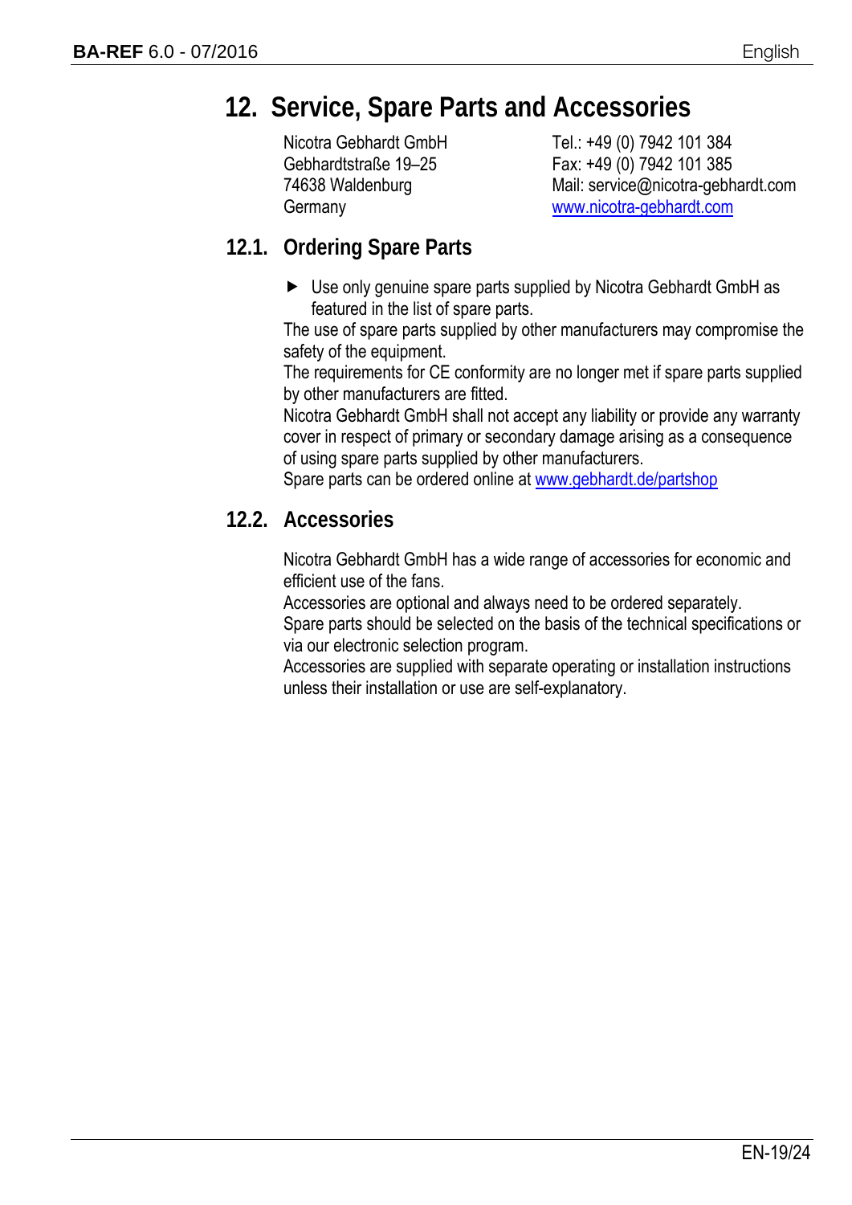# 12. Service, Spare Parts and Accessories

| | |
|---|---|
| Nicotra Gebhardt GmbH | Tel.: +49 (0) 7942 101 384 |
| Gebhardtstraße 19–25 | Fax: +49 (0) 7942 101 385 |
| 74638 Waldenburg | Mail: service@nicotra-gebhardt.com |
| Germany | www.nicotra-gebhardt.com |

## 12.1. Ordering Spare Parts

- Use only genuine spare parts supplied by Nicotra Gebhardt GmbH as featured in the list of spare parts.

The use of spare parts supplied by other manufacturers may compromise the safety of the equipment.
The requirements for CE conformity are no longer met if spare parts supplied by other manufacturers are fitted.
Nicotra Gebhardt GmbH shall not accept any liability or provide any warranty cover in respect of primary or secondary damage arising as a consequence of using spare parts supplied by other manufacturers.
Spare parts can be ordered online at www.gebhardt.de/partshop

## 12.2. Accessories

Nicotra Gebhardt GmbH has a wide range of accessories for economic and efficient use of the fans.
Accessories are optional and always need to be ordered separately.
Spare parts should be selected on the basis of the technical specifications or via our electronic selection program.
Accessories are supplied with separate operating or installation instructions unless their installation or use are self-explanatory.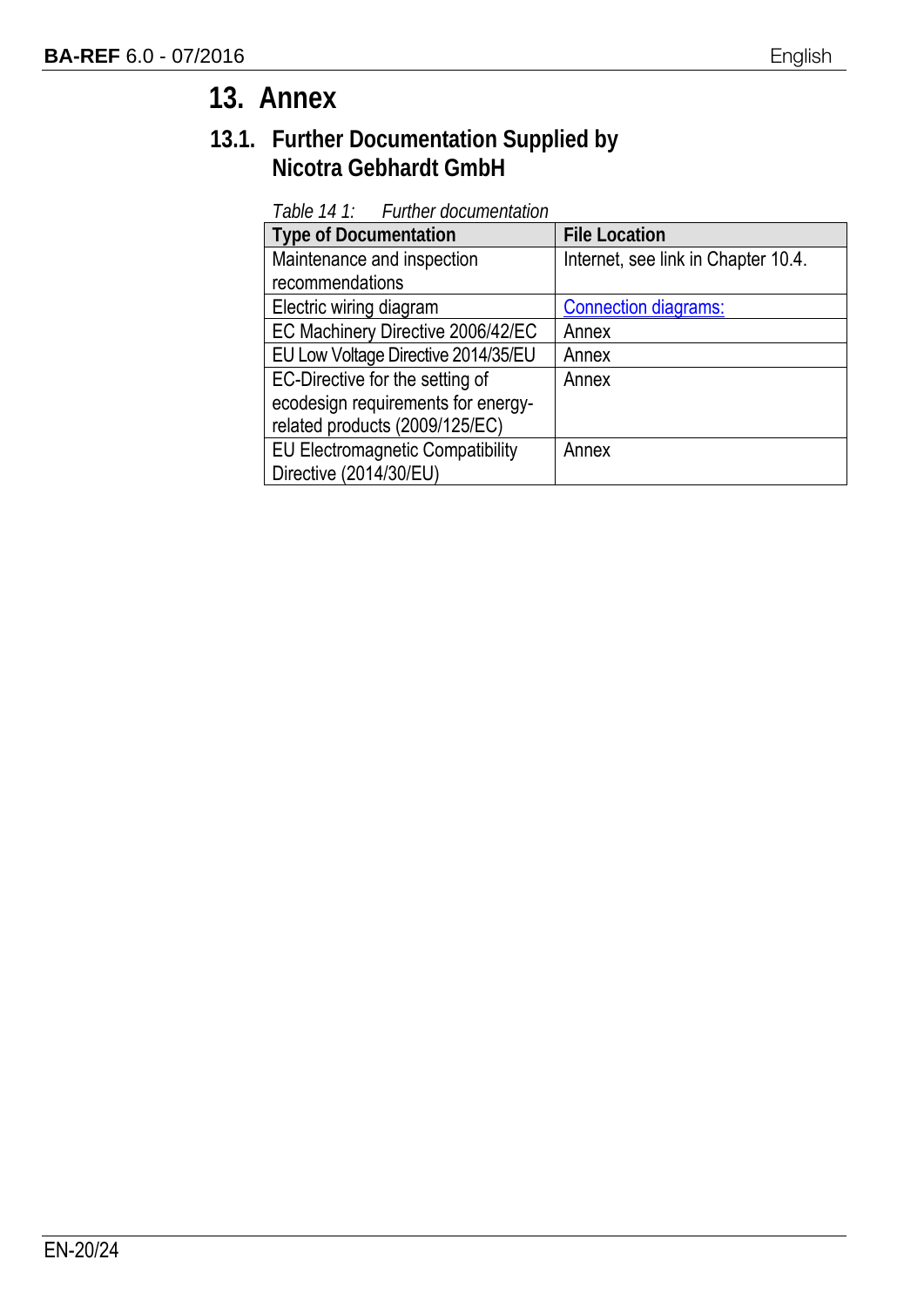# 13. Annex

## 13.1. Further Documentation Supplied by Nicotra Gebhardt GmbH

*Table 14 1: Further documentation*

| Type of Documentation | File Location |
| --- | --- |
| Maintenance and inspection recommendations | Internet, see link in Chapter 10.4. |
| Electric wiring diagram | Connection diagrams: |
| EC Machinery Directive 2006/42/EC | Annex |
| EU Low Voltage Directive 2014/35/EU | Annex |
| EC-Directive for the setting of ecodesign requirements for energy-related products (2009/125/EC) | Annex |
| EU Electromagnetic Compatibility Directive (2014/30/EU) | Annex |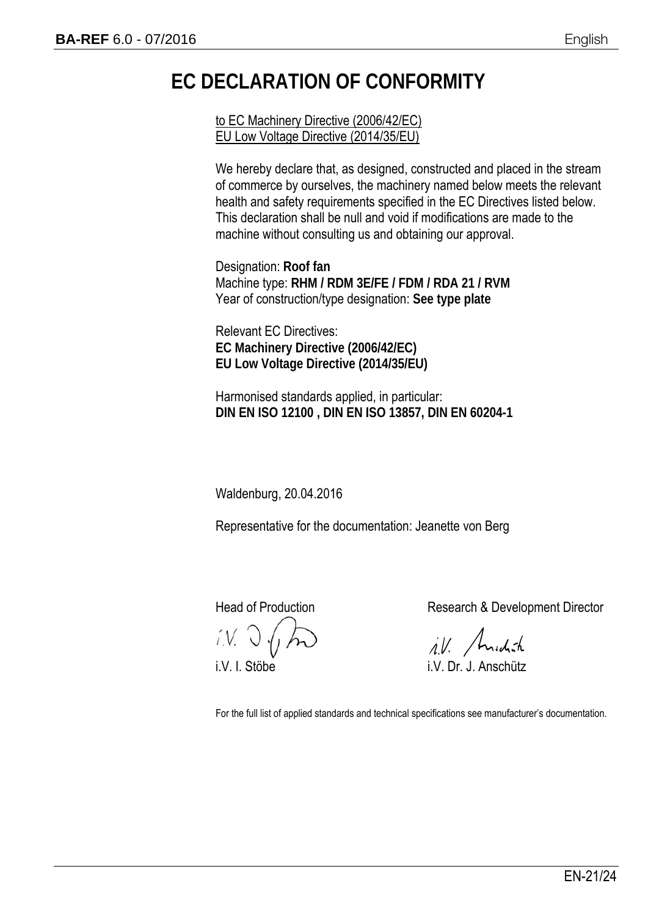# EC DECLARATION OF CONFORMITY

to EC Machinery Directive (2006/42/EC)
EU Low Voltage Directive (2014/35/EU)

We hereby declare that, as designed, constructed and placed in the stream of commerce by ourselves, the machinery named below meets the relevant health and safety requirements specified in the EC Directives listed below. This declaration shall be null and void if modifications are made to the machine without consulting us and obtaining our approval.

Designation: **Roof fan**
Machine type: **RHM / RDM 3E/FE / FDM / RDA 21 / RVM**
Year of construction/type designation: **See type plate**

Relevant EC Directives:
**EC Machinery Directive (2006/42/EC)**
**EU Low Voltage Directive (2014/35/EU)**

Harmonised standards applied, in particular:
**DIN EN ISO 12100 , DIN EN ISO 13857, DIN EN 60204-1**

Waldenburg, 20.04.2016

Representative for the documentation: Jeanette von Berg

| Head of Production | Research & Development Director |
|---|---|
| i.V. I. Stöbe | i.V. Dr. J. Anschütz |

For the full list of applied standards and technical specifications see manufacturer's documentation.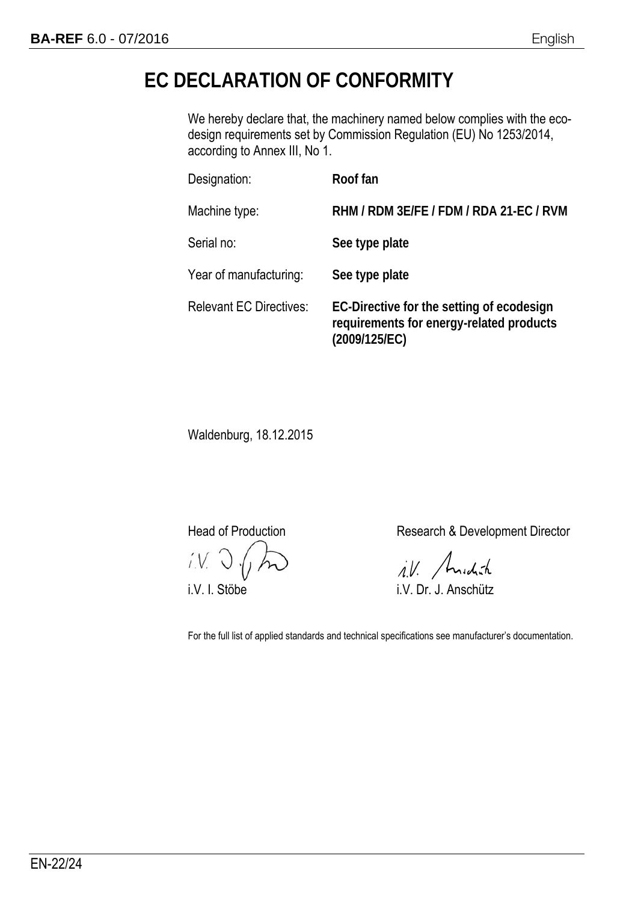# EC DECLARATION OF CONFORMITY

We hereby declare that, the machinery named below complies with the eco-design requirements set by Commission Regulation (EU) No 1253/2014, according to Annex III, No 1.

| | |
|---|---|
| Designation: | **Roof fan** |
| Machine type: | **RHM / RDM 3E/FE / FDM / RDA 21-EC / RVM** |
| Serial no: | **See type plate** |
| Year of manufacturing: | **See type plate** |
| Relevant EC Directives: | **EC-Directive for the setting of ecodesign requirements for energy-related products (2009/125/EC)** |

Waldenburg, 18.12.2015

| Head of Production | Research & Development Director |
|---|---|
| i.V. I. Stöbe | i.V. Dr. J. Anschütz |

For the full list of applied standards and technical specifications see manufacturer's documentation.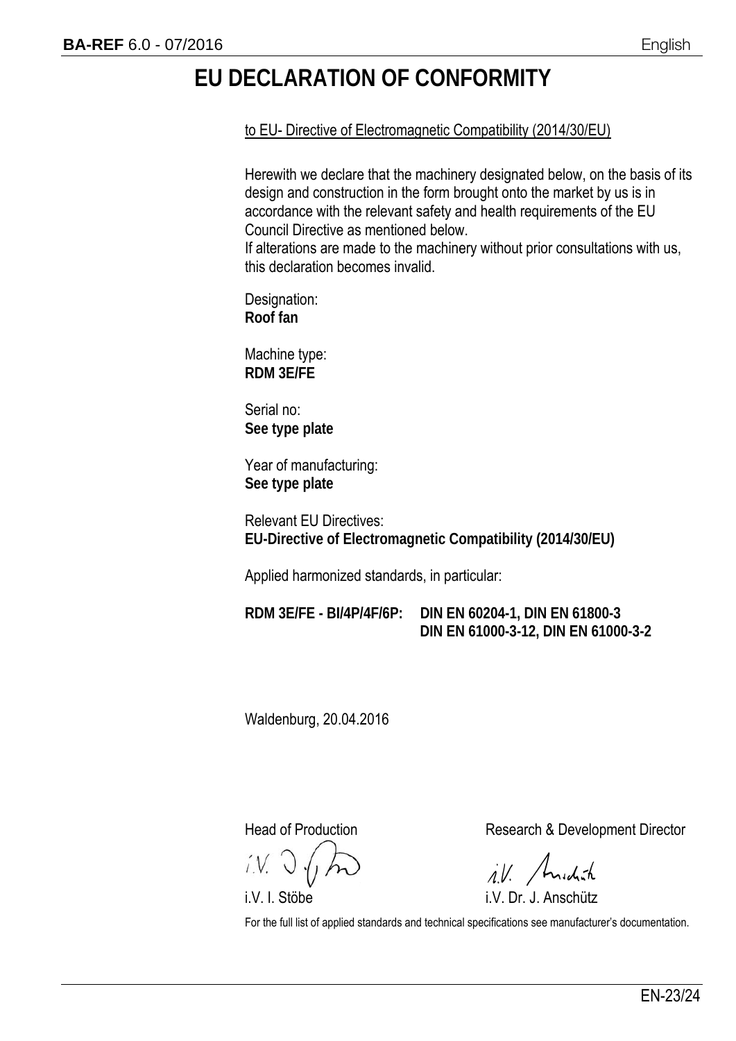# EU DECLARATION OF CONFORMITY

to EU- Directive of Electromagnetic Compatibility (2014/30/EU)

Herewith we declare that the machinery designated below, on the basis of its design and construction in the form brought onto the market by us is in accordance with the relevant safety and health requirements of the EU Council Directive as mentioned below.
If alterations are made to the machinery without prior consultations with us, this declaration becomes invalid.

Designation:
**Roof fan**

Machine type:
**RDM 3E/FE**

Serial no:
**See type plate**

Year of manufacturing:
**See type plate**

Relevant EU Directives:
**EU-Directive of Electromagnetic Compatibility (2014/30/EU)**

Applied harmonized standards, in particular:

**RDM 3E/FE - BI/4P/4F/6P:** **DIN EN 60204-1, DIN EN 61800-3**
**DIN EN 61000-3-12, DIN EN 61000-3-2**

Waldenburg, 20.04.2016

| Head of Production | Research & Development Director |
|---|---|
| i.V. I. Stöbe | i.V. Dr. J. Anschütz |

For the full list of applied standards and technical specifications see manufacturer's documentation.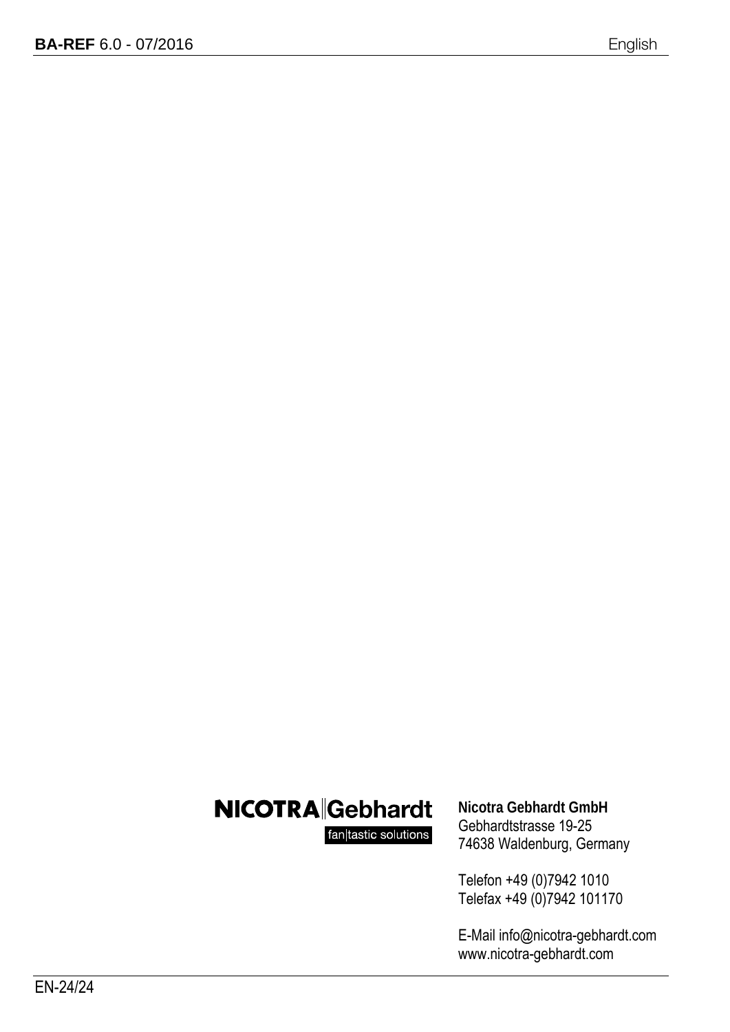NICOTRA Gebhardt

fan|tastic solutions

**Nicotra Gebhardt GmbH**
Gebhardtstrasse 19-25
74638 Waldenburg, Germany

Telefon +49 (0)7942 1010
Telefax +49 (0)7942 101170

E-Mail info@nicotra-gebhardt.com
www.nicotra-gebhardt.com